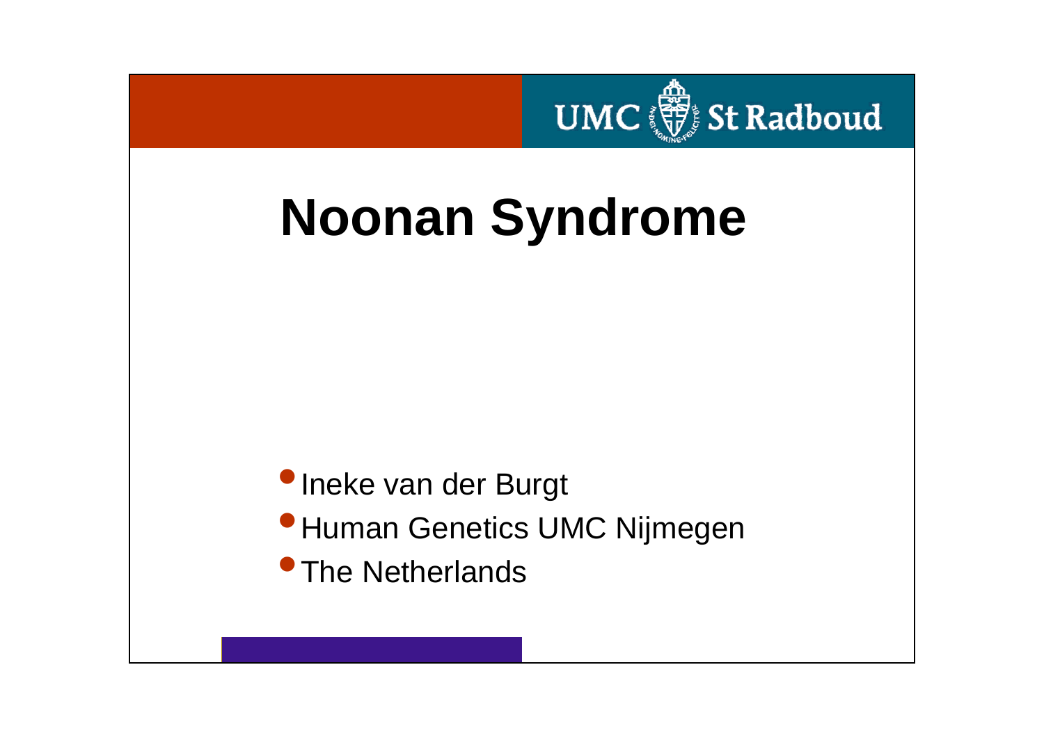UMC St Radboud

# Noonan Syndrome

- Ineke van der Burgt
- Human Genetics UMC Nijmegen
- The Netherlands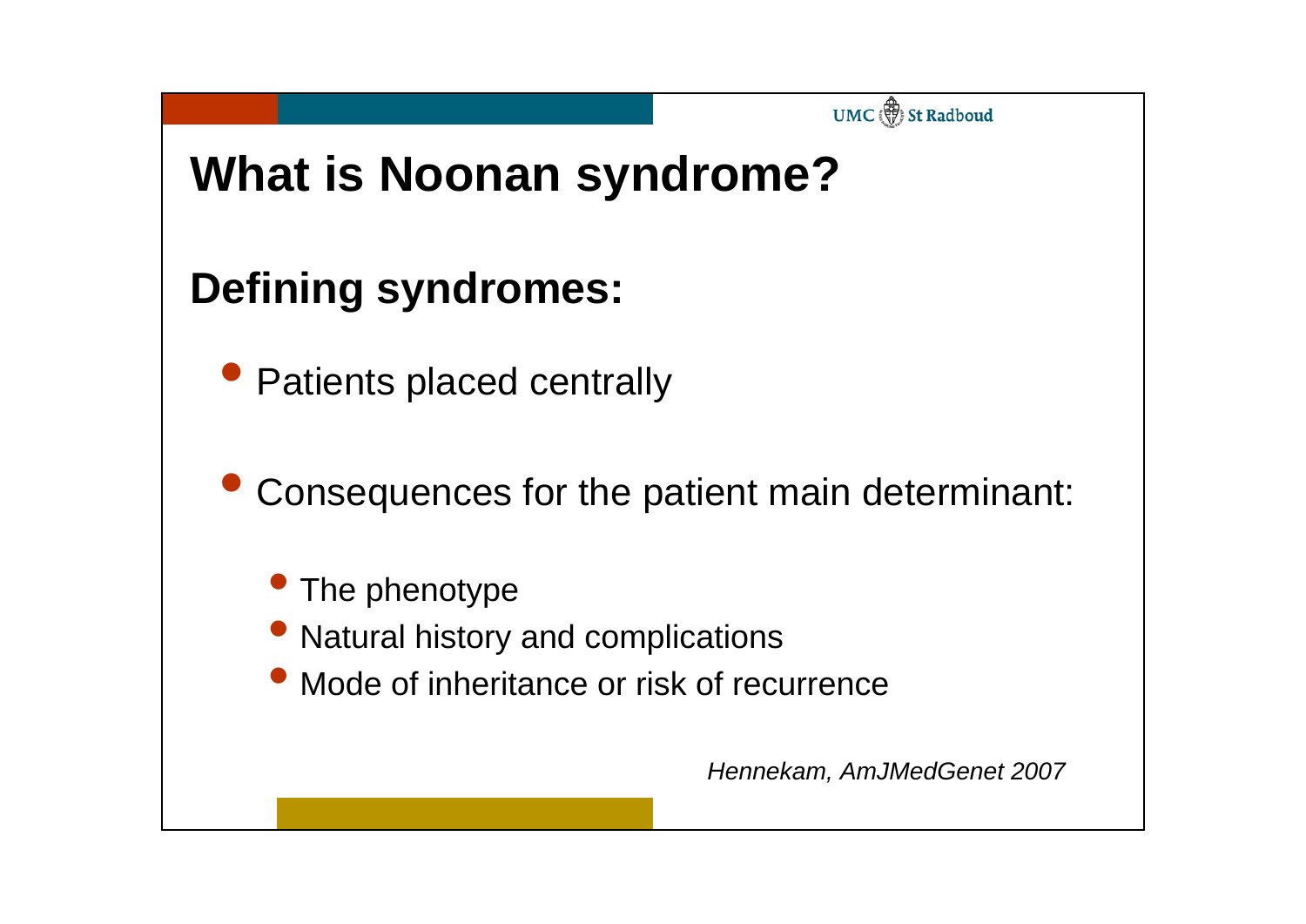# What is Noonan syndrome?

## Defining syndromes:

- Patients placed centrally
- Consequences for the patient main determinant:
  - The phenotype
  - Natural history and complications
  - Mode of inheritance or risk of recurrence

*Hennekam, AmJMedGenet 2007*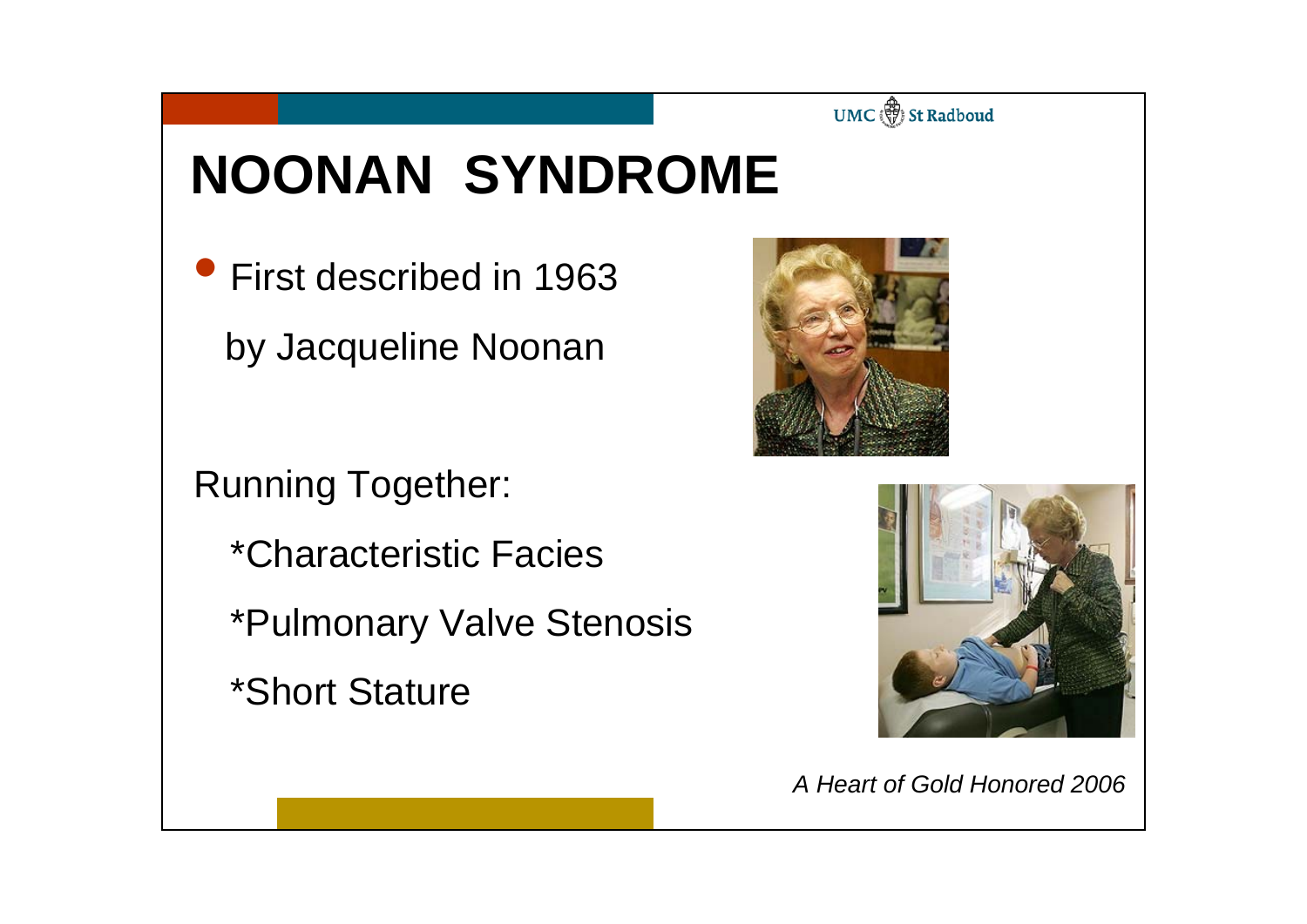# NOONAN SYNDROME

- First described in 1963 by Jacqueline Noonan

Running Together:

*Characteristic Facies

*Pulmonary Valve Stenosis

*Short Stature

*A Heart of Gold Honored 2006*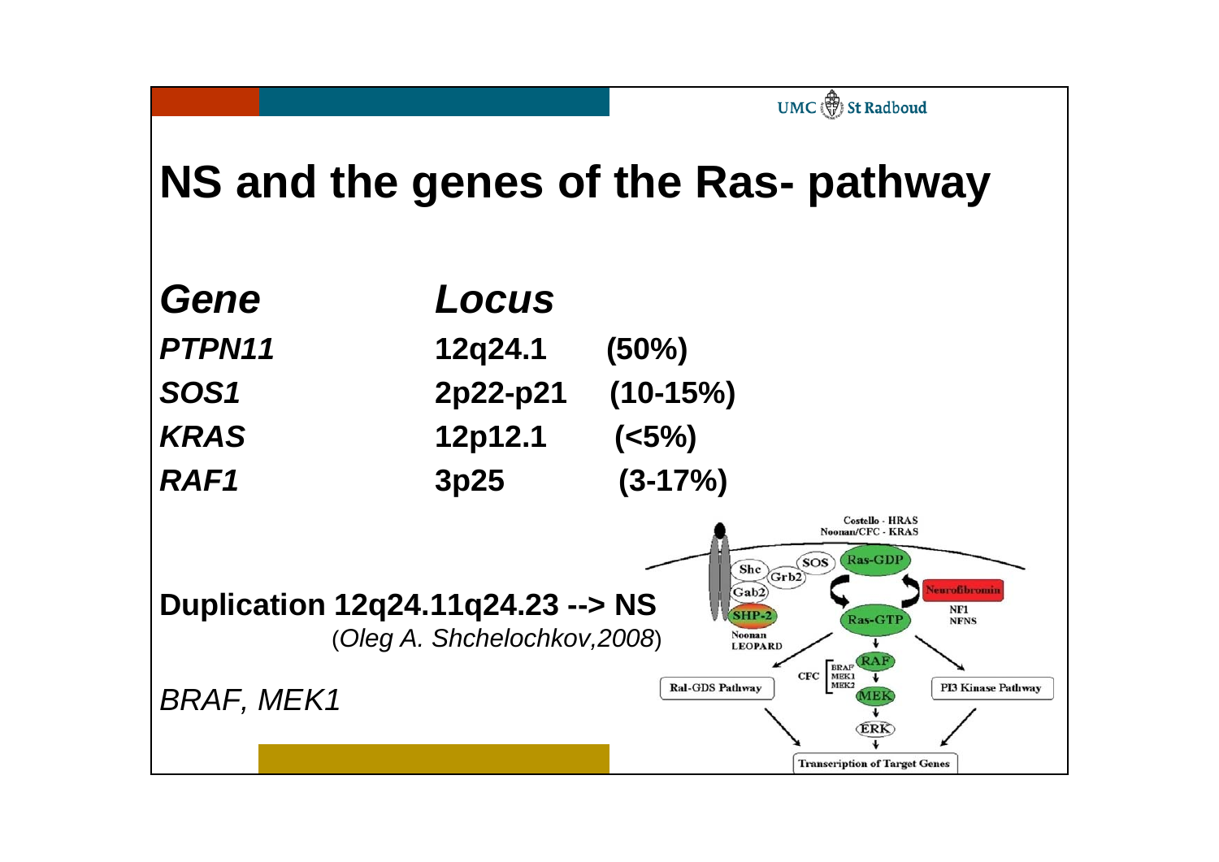# NS and the genes of the Ras- pathway

| *Gene* | *Locus* | |
|---|---|---|
| *PTPN11* | 12q24.1 | (50%) |
| *SOS1* | 2p22-p21 | (10-15%) |
| *KRAS* | 12p12.1 | (<5%) |
| *RAF1* | 3p25 | (3-17%) |

**Duplication 12q24.11q24.23 --> NS**
(*Oleg A. Shchelochkov,2008*)

*BRAF, MEK1*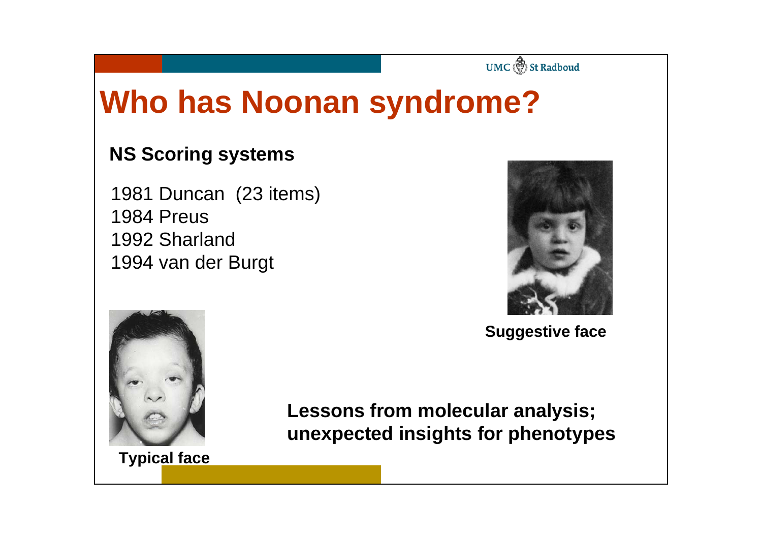# Who has Noonan syndrome?

**NS Scoring systems**

1981 Duncan (23 items)
1984 Preus
1992 Sharland
1994 van der Burgt

**Suggestive face**

**Typical face**

**Lessons from molecular analysis; unexpected insights for phenotypes**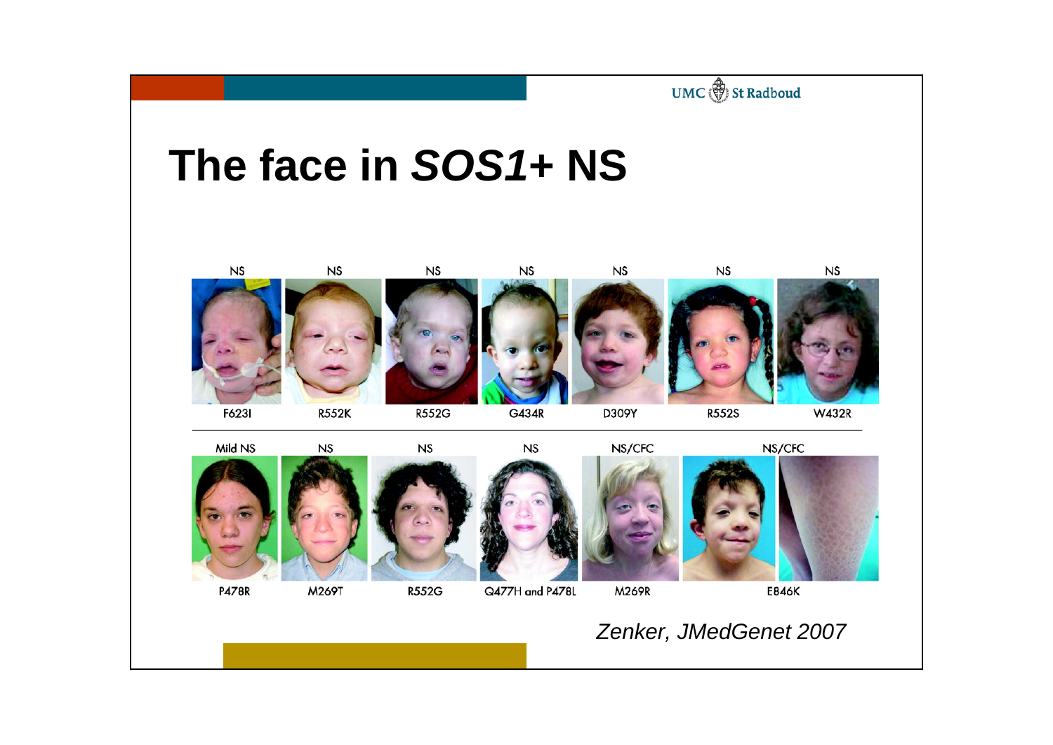# The face in *SOS1*+ NS

| NS | NS | NS | NS | NS | NS | NS |
|---|---|---|---|---|---|---|
| F623I | R552K | R552G | G434R | D309Y | R552S | W432R |

| Mild NS | NS | NS | NS | NS/CFC | NS/CFC |
|---|---|---|---|---|---|
| P478R | M269T | R552G | Q477H and P478L | M269R | E846K |

*Zenker, JMedGenet 2007*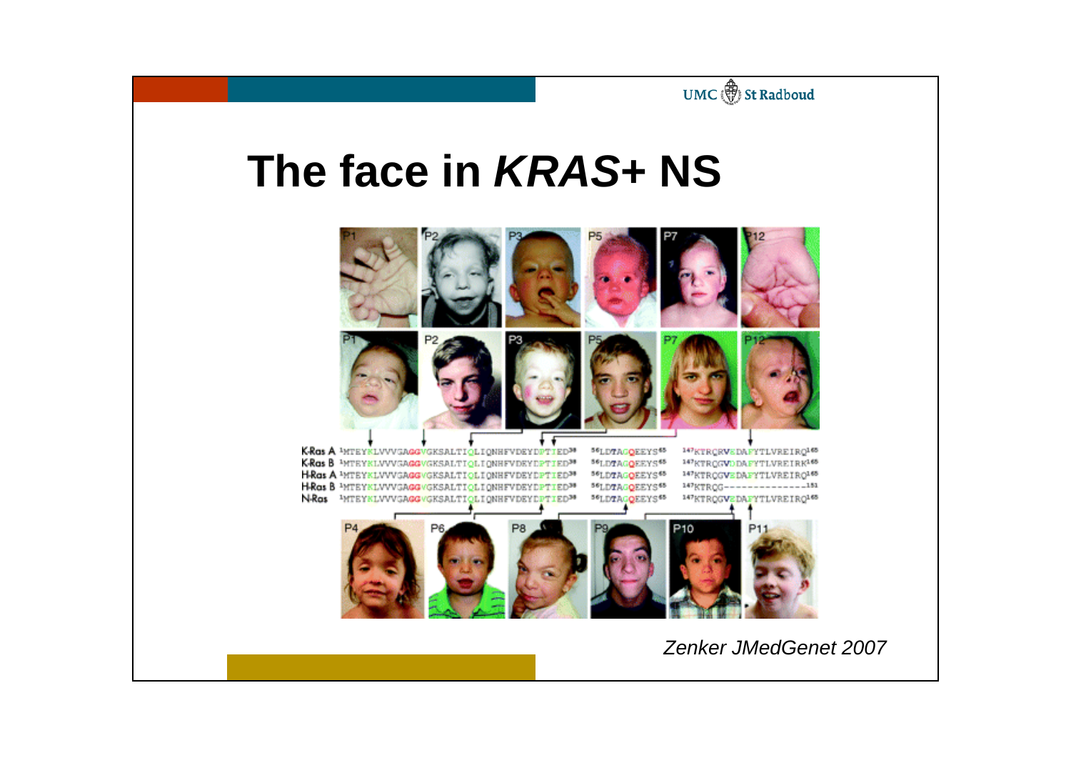# The face in *KRAS*+ NS

*Zenker JMedGenet 2007*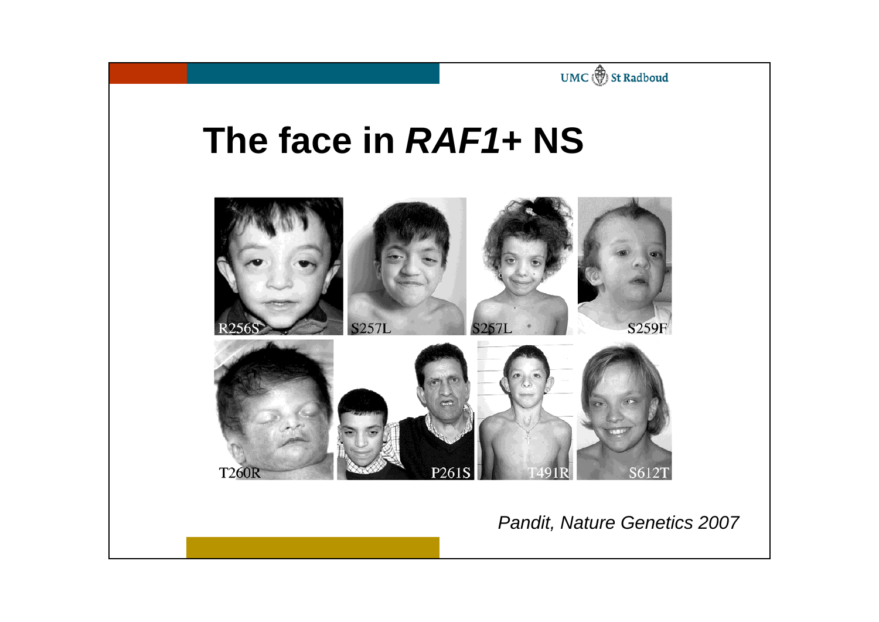# The face in *RAF1*+ NS

R256S S257L S257L S259F

T260R P261S T491R S612T

*Pandit, Nature Genetics 2007*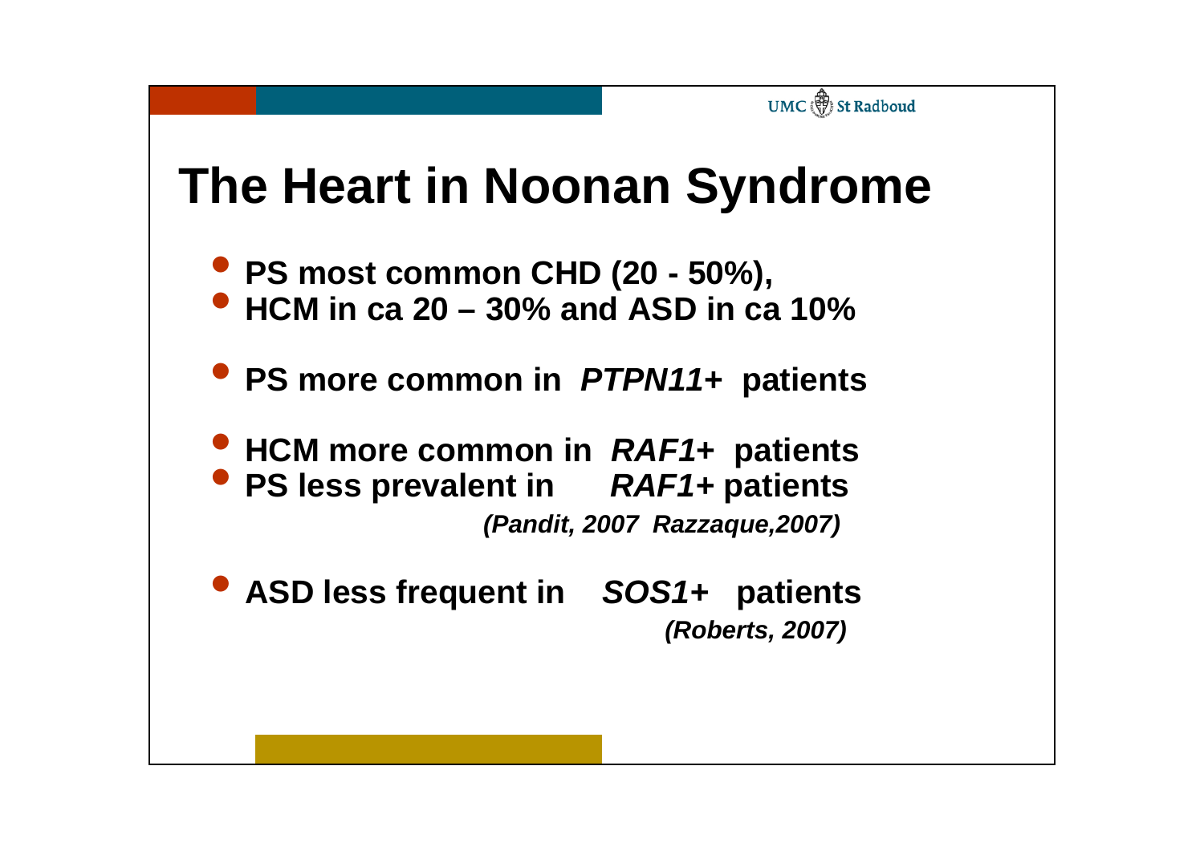# The Heart in Noonan Syndrome

- **PS most common CHD (20 - 50%),**
- **HCM in ca 20 – 30% and ASD in ca 10%**

- **PS more common in *PTPN11+* patients**

- **HCM more common in *RAF1+* patients**
- **PS less prevalent in *RAF1+* patients**

***(Pandit, 2007 Razzaque,2007)***

- **ASD less frequent in *SOS1+* patients**

***(Roberts, 2007)***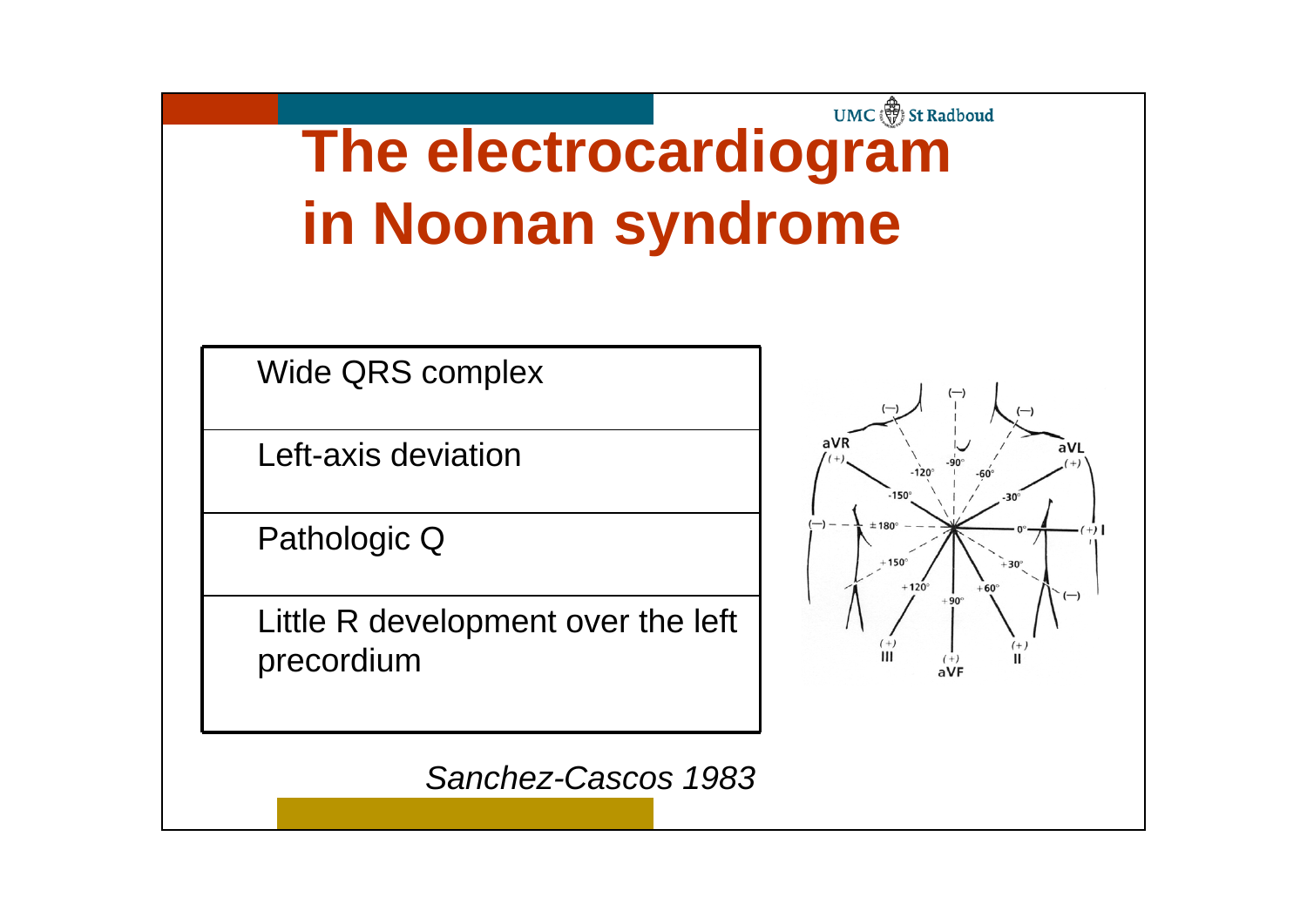# The electrocardiogram in Noonan syndrome

| |
|---|
| Wide QRS complex |
| Left-axis deviation |
| Pathologic Q |
| Little R development over the left precordium |

*Sanchez-Cascos 1983*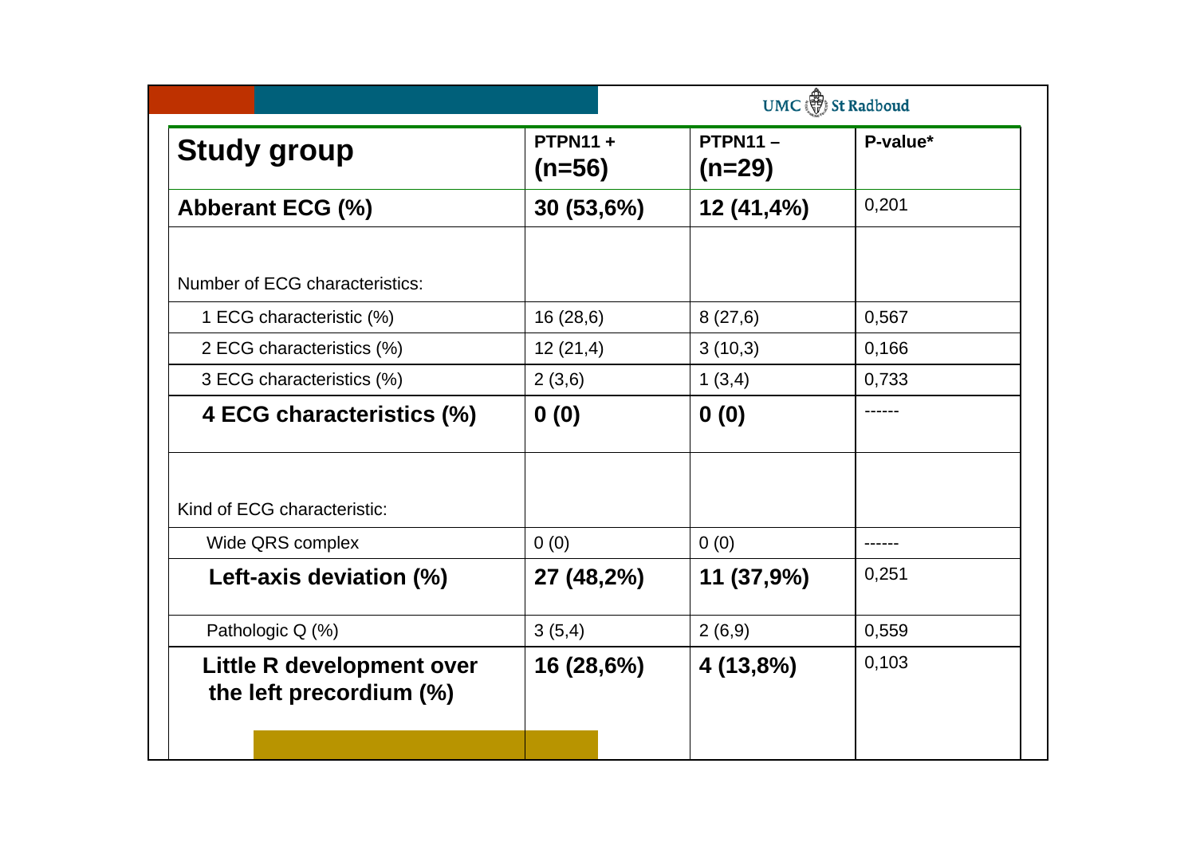| **Study group** | **PTPN11 + (n=56)** | **PTPN11 – (n=29)** | **P-value*** |
|---|---|---|---|
| **Abberant ECG (%)** | **30 (53,6%)** | **12 (41,4%)** | 0,201 |
| Number of ECG characteristics: | | | |
| 1 ECG characteristic (%) | 16 (28,6) | 8 (27,6) | 0,567 |
| 2 ECG characteristics (%) | 12 (21,4) | 3 (10,3) | 0,166 |
| 3 ECG characteristics (%) | 2 (3,6) | 1 (3,4) | 0,733 |
| **4 ECG characteristics (%)** | **0 (0)** | **0 (0)** | ------ |
| Kind of ECG characteristic: | | | |
| Wide QRS complex | 0 (0) | 0 (0) | ------ |
| **Left-axis deviation (%)** | **27 (48,2%)** | **11 (37,9%)** | 0,251 |
| Pathologic Q (%) | 3 (5,4) | 2 (6,9) | 0,559 |
| **Little R development over the left precordium (%)** | **16 (28,6%)** | **4 (13,8%)** | 0,103 |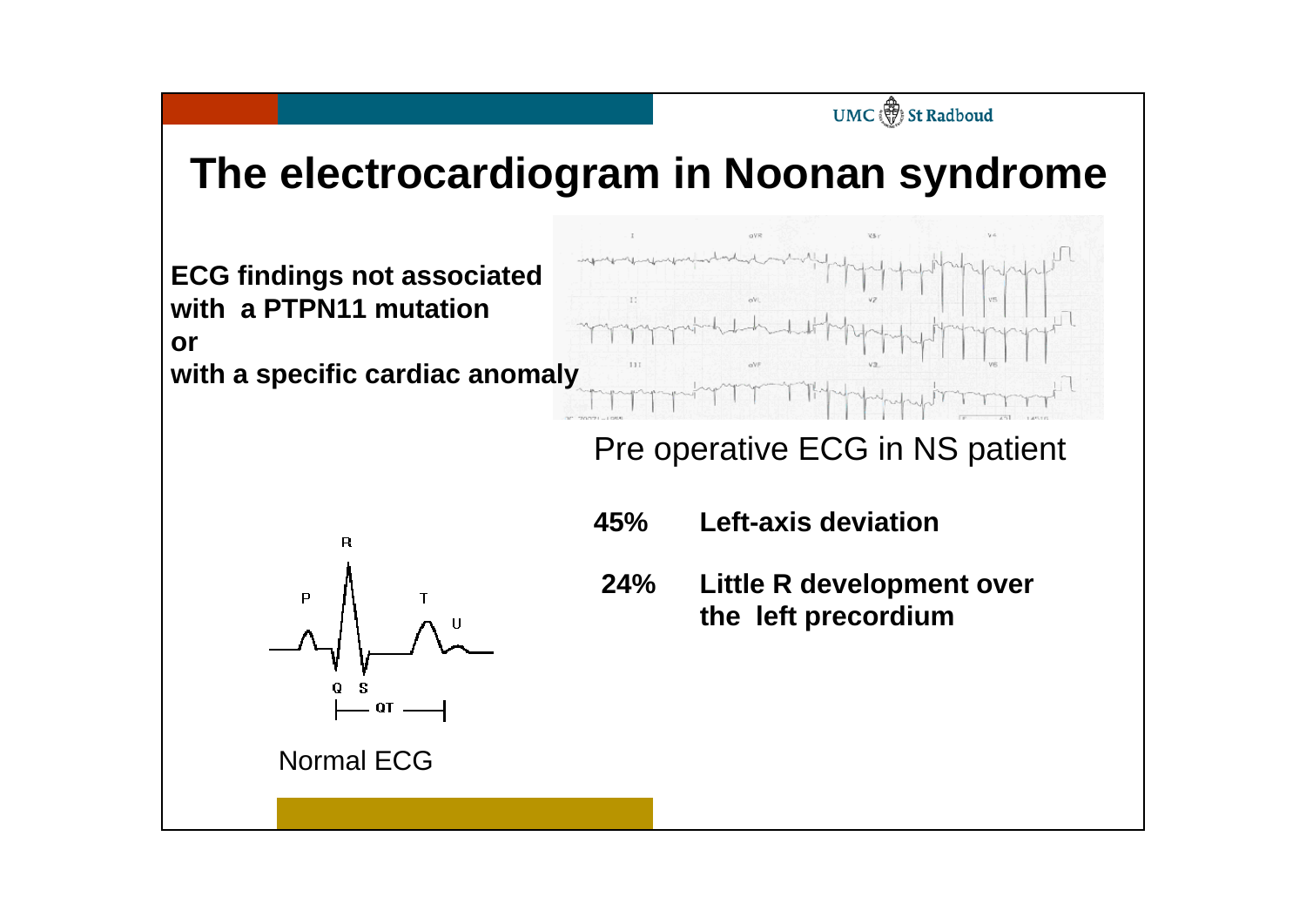# The electrocardiogram in Noonan syndrome

**ECG findings not associated with a PTPN11 mutation**
**or**
**with a specific cardiac anomaly**

Pre operative ECG in NS patient

| | |
|---|---|
| **45%** | **Left-axis deviation** |
| **24%** | **Little R development over the left precordium** |

Normal ECG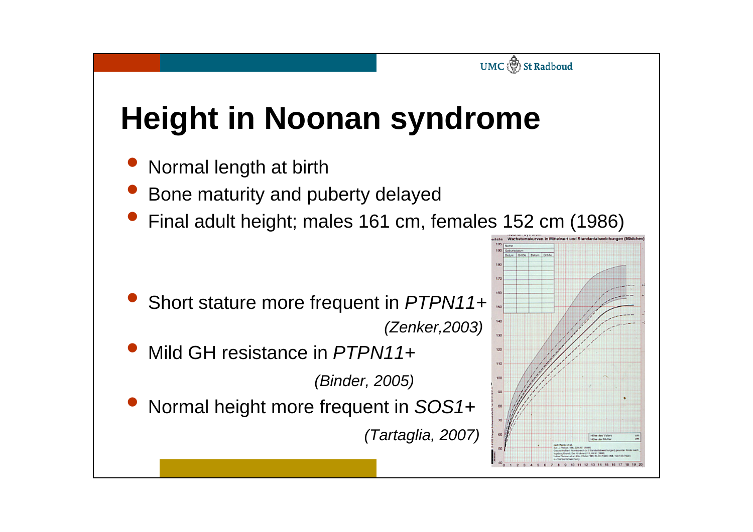# Height in Noonan syndrome

- Normal length at birth
- Bone maturity and puberty delayed
- Final adult height; males 161 cm, females 152 cm (1986)

- Short stature more frequent in *PTPN11+*

  *(Zenker,2003)*

- Mild GH resistance in *PTPN11+*

  *(Binder, 2005)*

- Normal height more frequent in *SOS1+*

  *(Tartaglia, 2007)*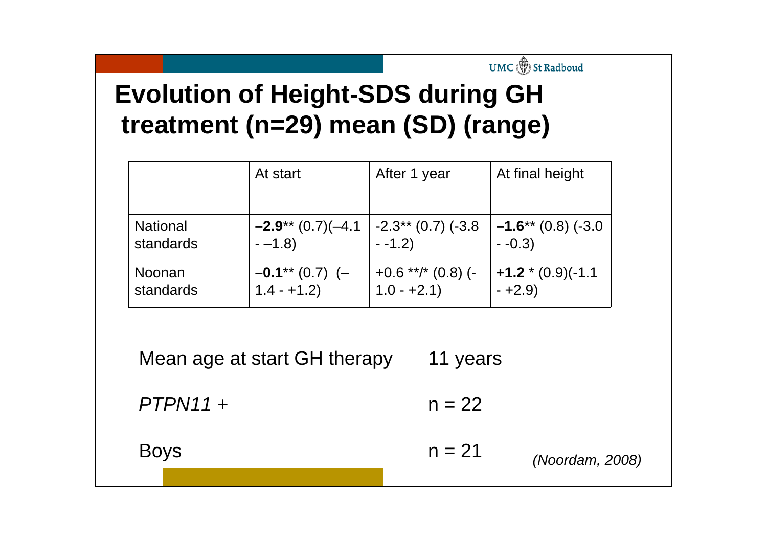# Evolution of Height-SDS during GH treatment (n=29) mean (SD) (range)

| | At start | After 1 year | At final height |
|---|---|---|---|
| National standards | **–2.9**** (0.7)(–4.1 - –1.8) | -2.3** (0.7) (-3.8 - -1.2) | **–1.6**** (0.8) (-3.0 - -0.3) |
| Noonan standards | **–0.1**** (0.7) (–1.4 - +1.2) | +0.6 **/* (0.8) (-1.0 - +2.1) | **+1.2** * (0.9)(-1.1 - +2.9) |

| | |
|---|---|
| Mean age at start GH therapy | 11 years |
| *PTPN11* + | n = 22 |
| Boys | n = 21 |

*(Noordam, 2008)*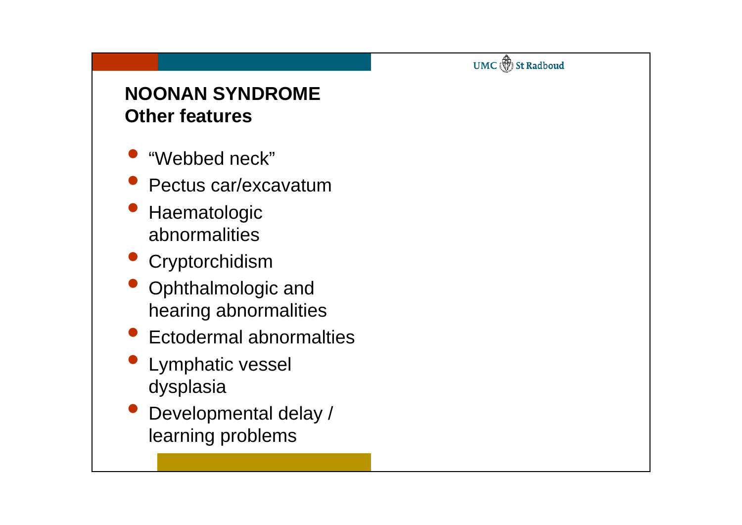## NOONAN SYNDROME
## Other features

- “Webbed neck”
- Pectus car/excavatum
- Haematologic abnormalities
- Cryptorchidism
- Ophthalmologic and hearing abnormalities
- Ectodermal abnormalties
- Lymphatic vessel dysplasia
- Developmental delay / learning problems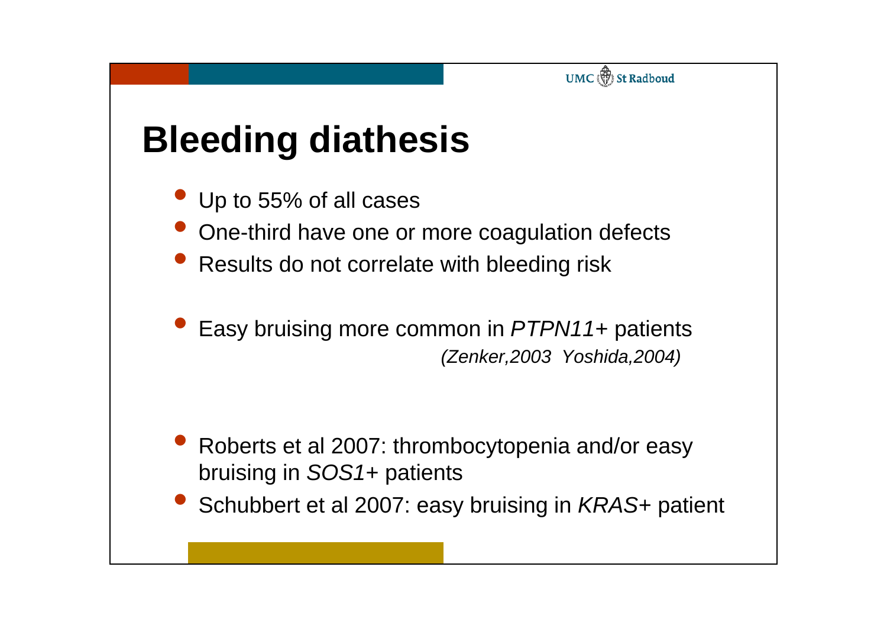# Bleeding diathesis

- Up to 55% of all cases
- One-third have one or more coagulation defects
- Results do not correlate with bleeding risk

- Easy bruising more common in *PTPN11+* patients
  *(Zenker,2003 Yoshida,2004)*

- Roberts et al 2007: thrombocytopenia and/or easy bruising in *SOS1*+ patients
- Schubbert et al 2007: easy bruising in *KRAS*+ patient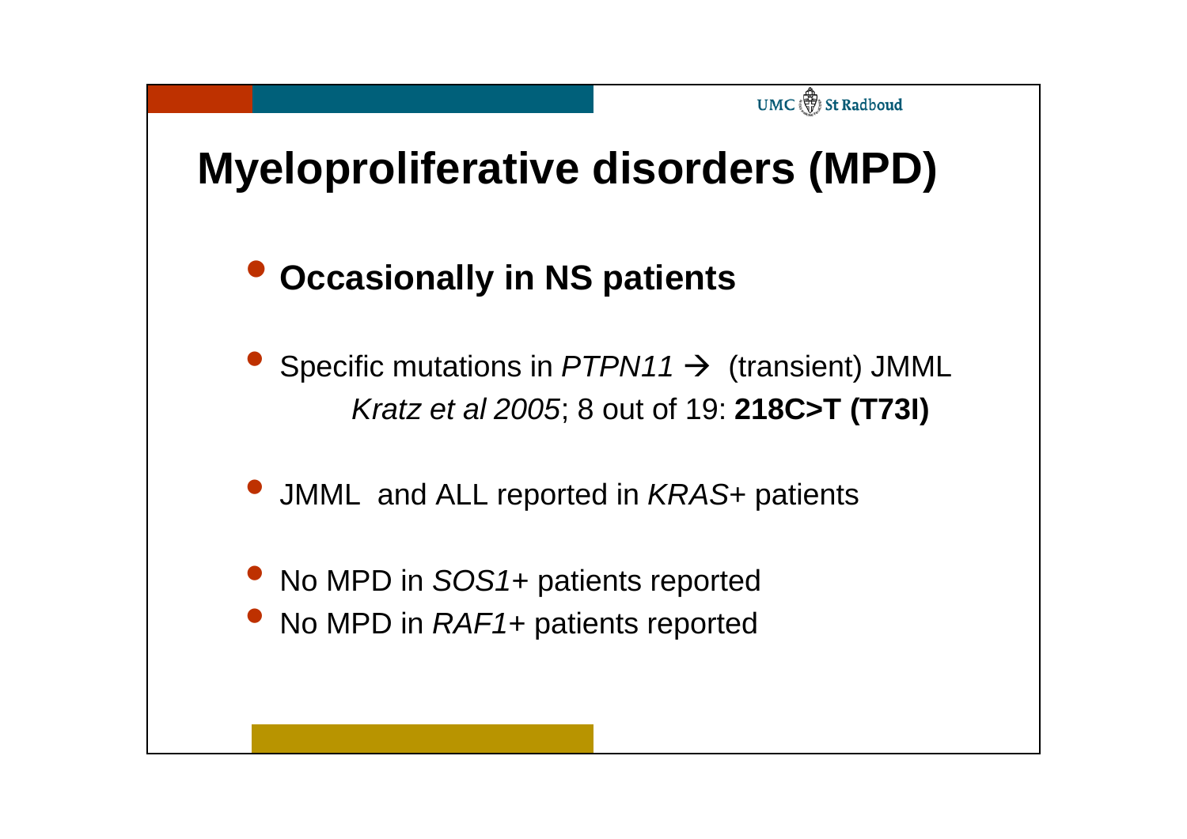# Myeloproliferative disorders (MPD)

- **Occasionally in NS patients**

- Specific mutations in *PTPN11* → (transient) JMML
  *Kratz et al 2005*; 8 out of 19: **218C>T (T73I)**

- JMML and ALL reported in *KRAS*+ patients

- No MPD in *SOS1*+ patients reported
- No MPD in *RAF1*+ patients reported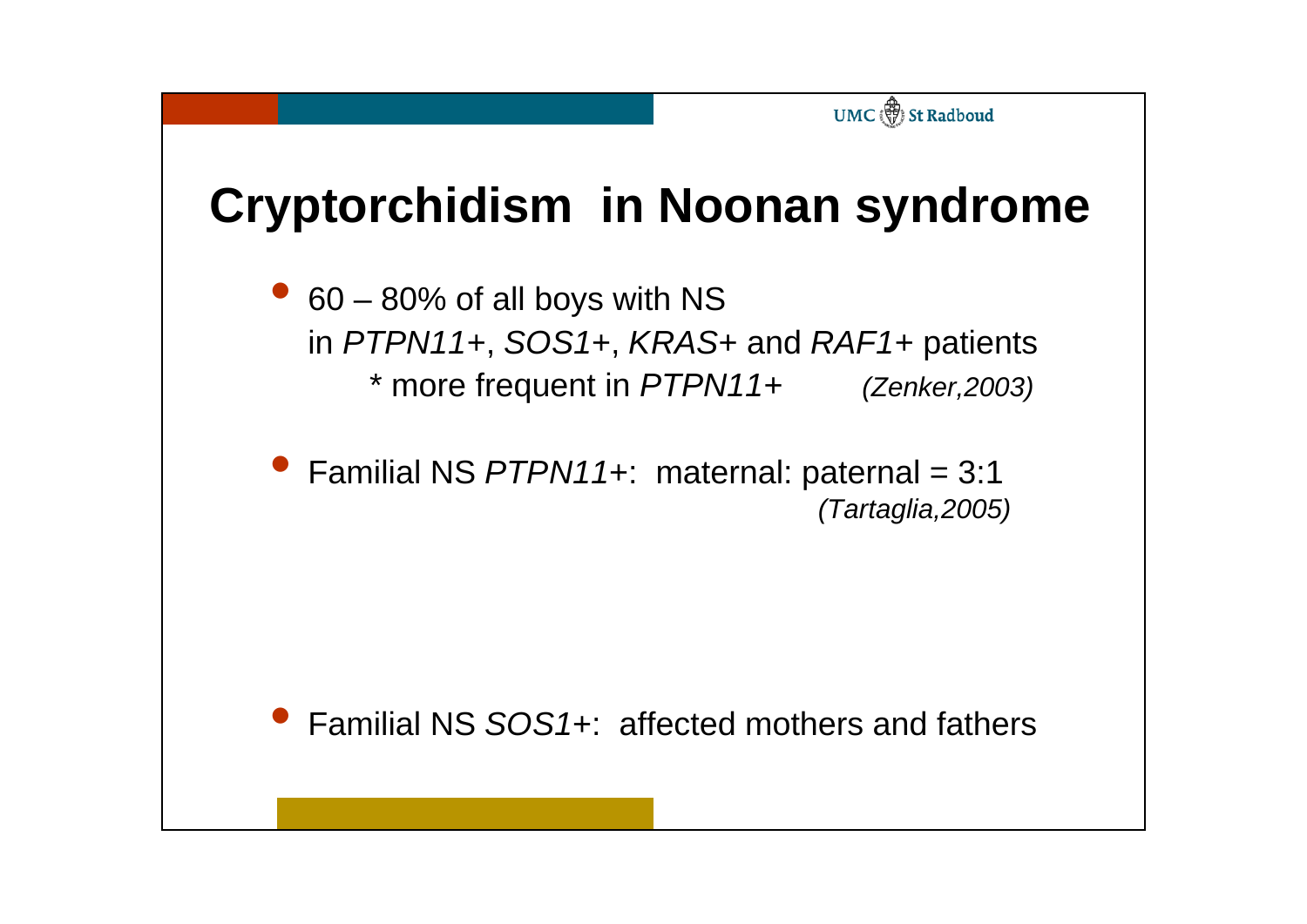# Cryptorchidism in Noonan syndrome

- 60 – 80% of all boys with NS
  in *PTPN11*+, *SOS1*+, *KRAS*+ and *RAF1*+ patients
  * more frequent in *PTPN11*+ *(Zenker,2003)*

- Familial NS *PTPN11*+: maternal: paternal = 3:1
  *(Tartaglia,2005)*

- Familial NS *SOS1*+: affected mothers and fathers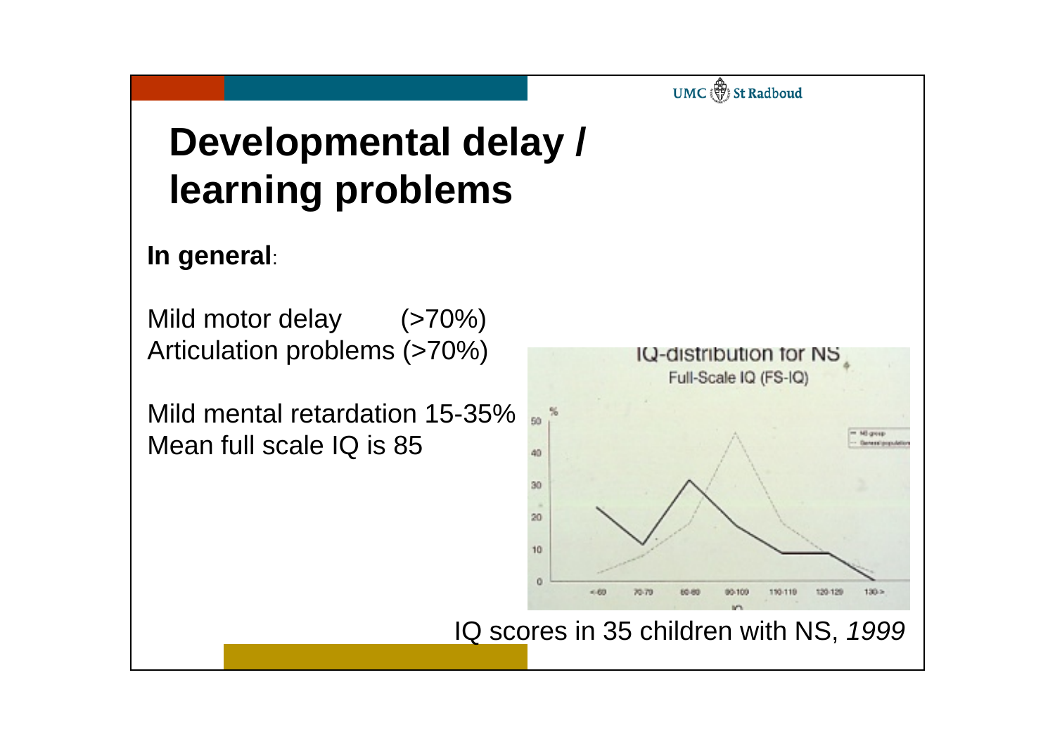# Developmental delay / learning problems

**In general**:

Mild motor delay (>70%)
Articulation problems (>70%)

Mild mental retardation 15-35%
Mean full scale IQ is 85

IQ scores in 35 children with NS, *1999*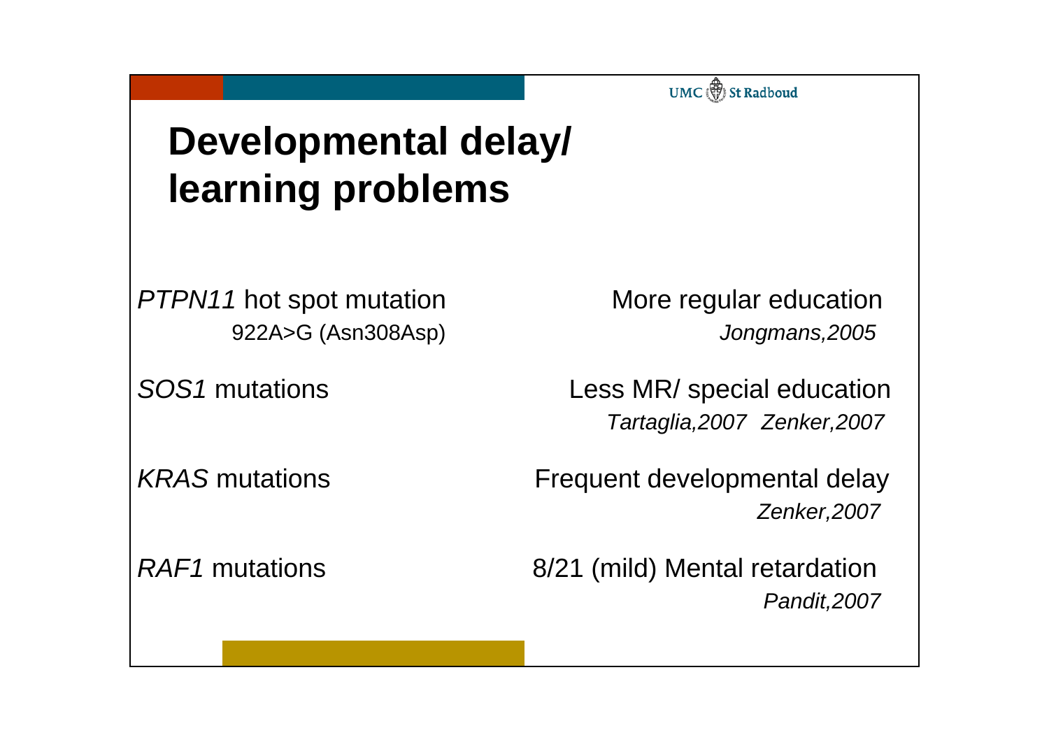# Developmental delay/ learning problems

| | |
|---|---|
| *PTPN11* hot spot mutation<br>922A>G (Asn308Asp) | More regular education<br>*Jongmans,2005* |
| *SOS1* mutations | Less MR/ special education<br>*Tartaglia,2007 Zenker,2007* |
| *KRAS* mutations | Frequent developmental delay<br>*Zenker,2007* |
| *RAF1* mutations | 8/21 (mild) Mental retardation<br>*Pandit,2007* |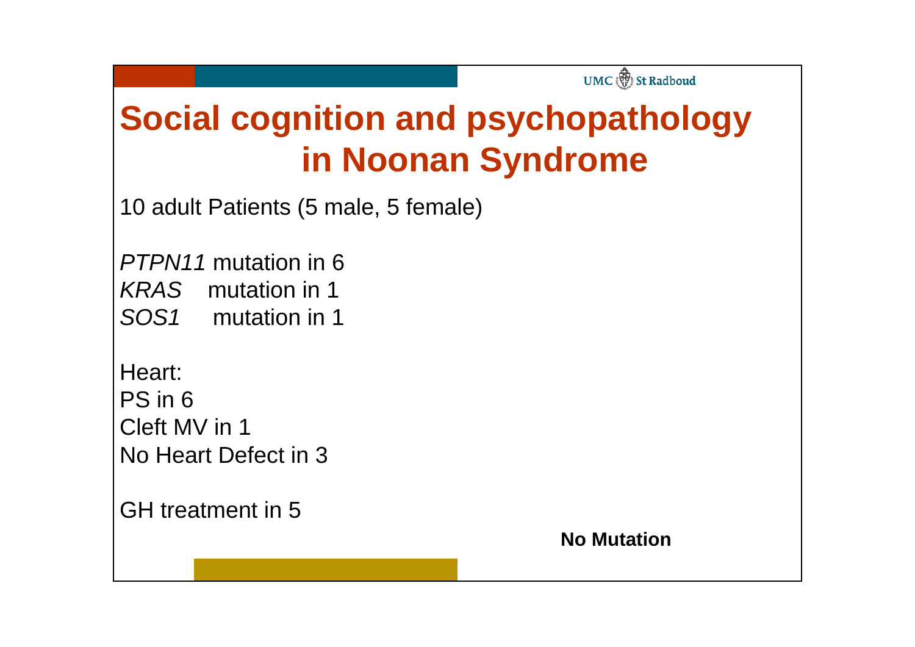# Social cognition and psychopathology in Noonan Syndrome

10 adult Patients (5 male, 5 female)

*PTPN11* mutation in 6
*KRAS* mutation in 1
*SOS1* mutation in 1

Heart:
PS in 6
Cleft MV in 1
No Heart Defect in 3

GH treatment in 5

**No Mutation**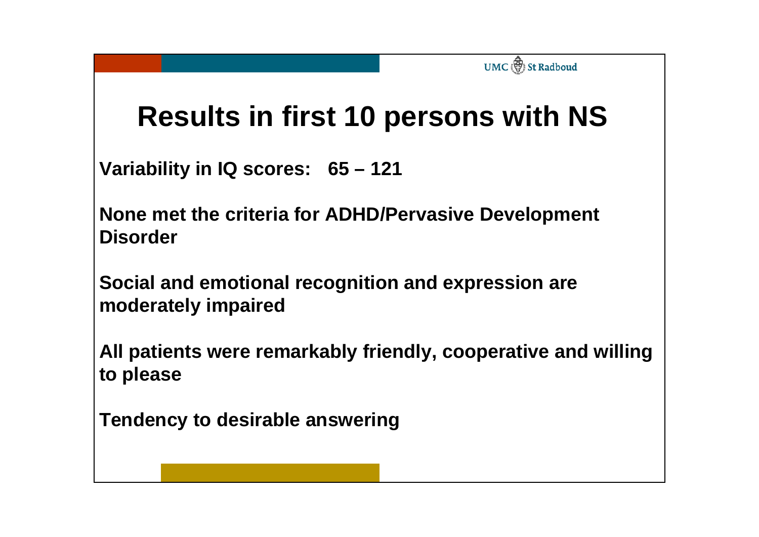# Results in first 10 persons with NS

**Variability in IQ scores: 65 – 121**

**None met the criteria for ADHD/Pervasive Development Disorder**

**Social and emotional recognition and expression are moderately impaired**

**All patients were remarkably friendly, cooperative and willing to please**

**Tendency to desirable answering**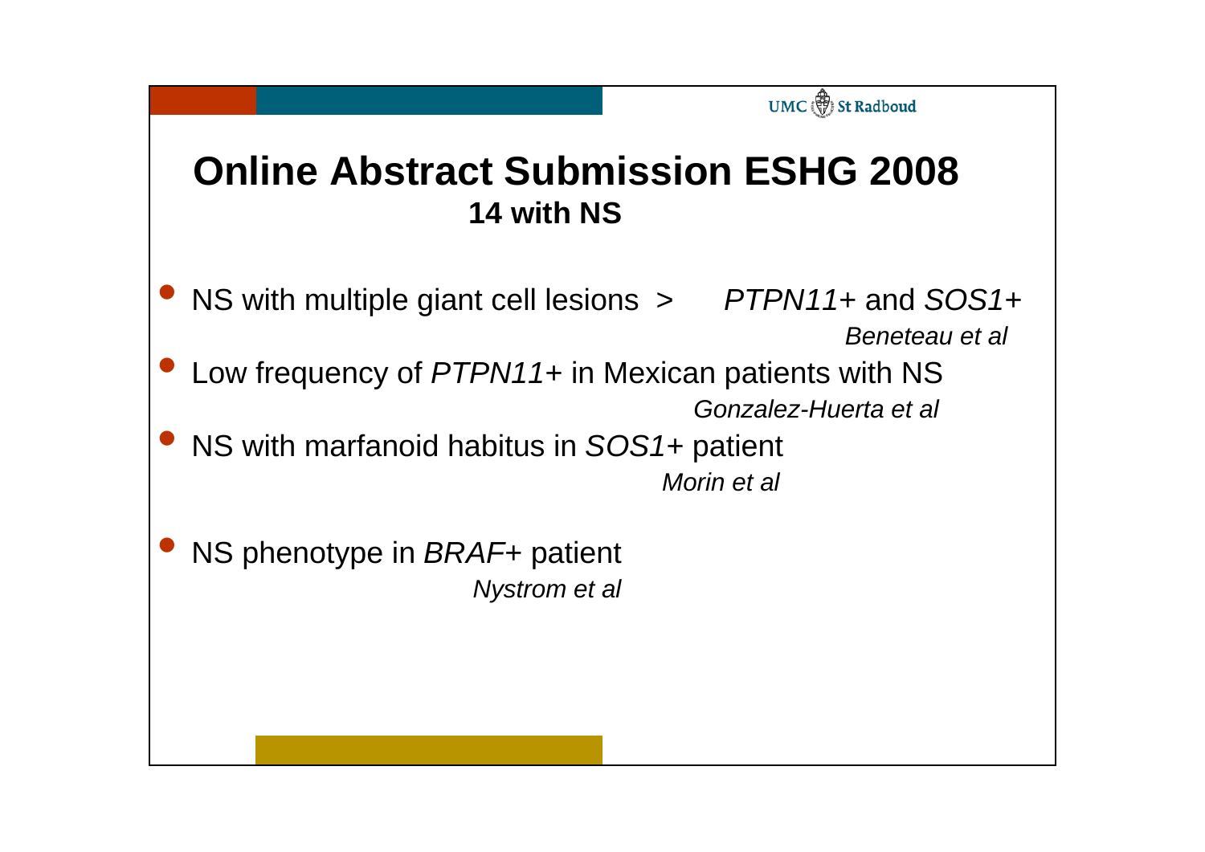# Online Abstract Submission ESHG 2008

## 14 with NS

- NS with multiple giant cell lesions > *PTPN11*+ and *SOS1*+
  *Beneteau et al*
- Low frequency of *PTPN11*+ in Mexican patients with NS
  *Gonzalez-Huerta et al*
- NS with marfanoid habitus in *SOS1*+ patient
  *Morin et al*
- NS phenotype in *BRAF*+ patient
  *Nystrom et al*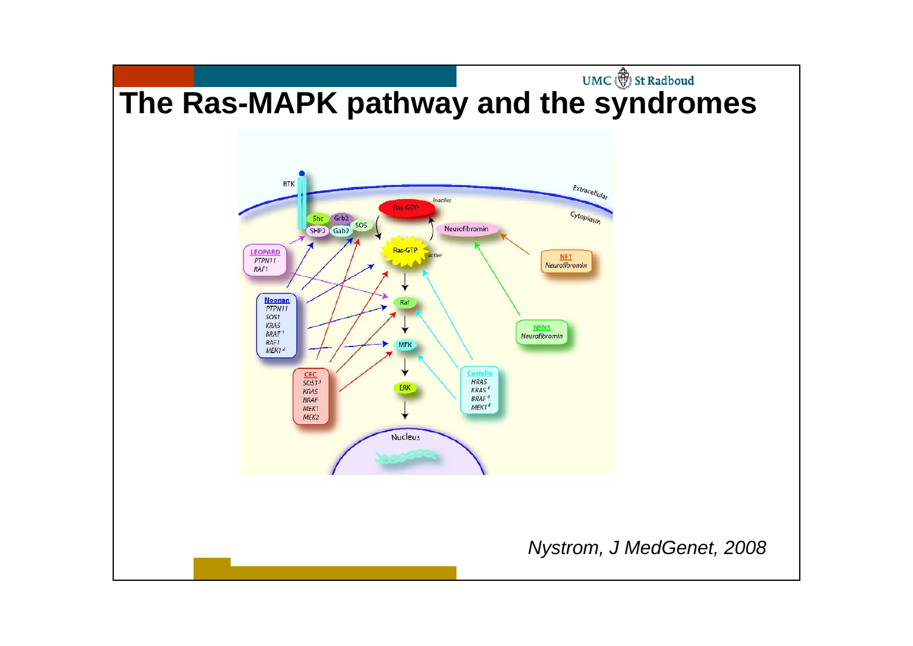# The Ras-MAPK pathway and the syndromes

RTK

Extracellular

Cytoplasm

Shc

Grb2

SHP2

Gab2

SOS

Ras-GDP

inactive

Ras-GTP

active

Neurofibromin

Raf

MEK

ERK

Nucleus

**LEOPARD**
PTPN11
RAF1

**Noonan**
PTPN11
SOS1
KRAS
BRAF[1]
RAF1
MEK1[4]

**CFC**
SOS1[3]
KRAS
BRAF
MEK1
MEK2

**Costello**
HRAS
KRAS[4]
BRAF[4]
MEK1[4]

**NF1**
Neurofibromin

**NFNS**
Neurofibromin

*Nystrom, J MedGenet, 2008*